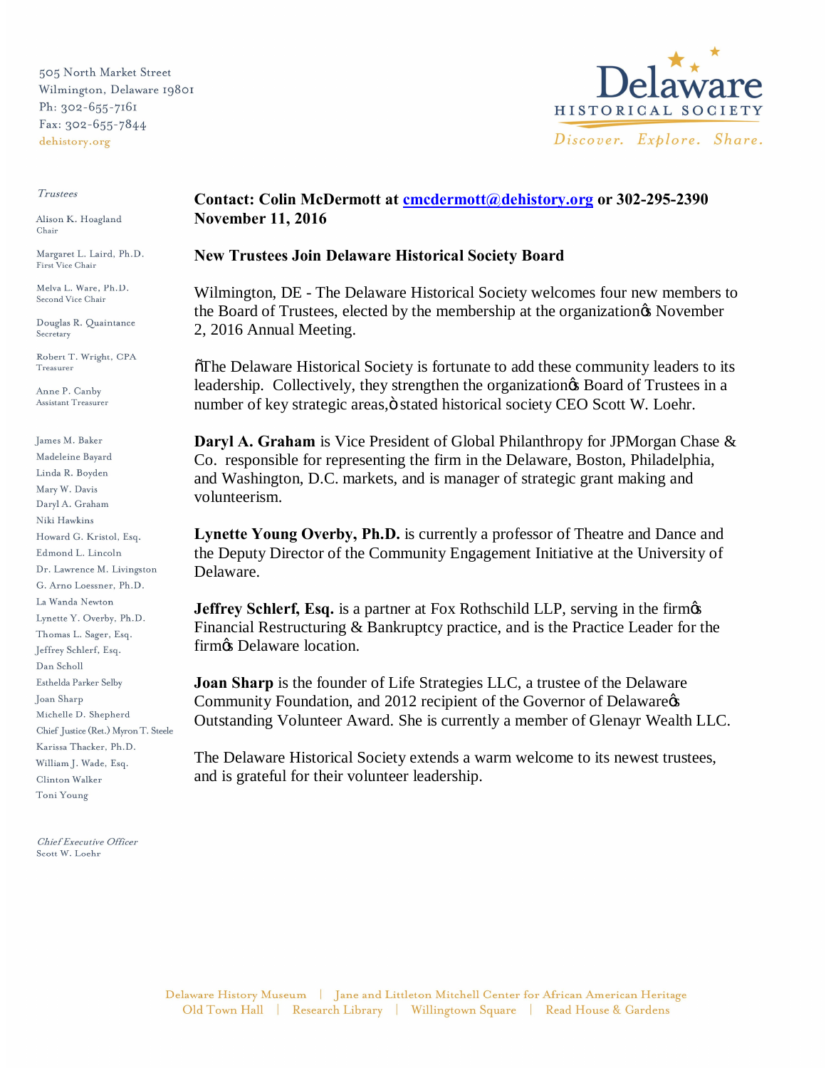505 North Market Street
Wilmington, Delaware 19801
Ph: 302-655-7161
Fax: 302-655-7844
dehistory.org

Delaware HISTORICAL SOCIETY
*Discover. Explore. Share.*

*Trustees*

Alison K. Hoagland
Chair

Margaret L. Laird, Ph.D.
First Vice Chair

Melva L. Ware, Ph.D.
Second Vice Chair

Douglas R. Quaintance
Secretary

Robert T. Wright, CPA
Treasurer

Anne P. Canby
Assistant Treasurer

James M. Baker
Madeleine Bayard
Linda R. Boyden
Mary W. Davis
Daryl A. Graham
Niki Hawkins
Howard G. Kristol, Esq.
Edmond L. Lincoln
Dr. Lawrence M. Livingston
G. Arno Loessner, Ph.D.
La Wanda Newton
Lynette Y. Overby, Ph.D.
Thomas L. Sager, Esq.
Jeffrey Schlerf, Esq.
Dan Scholl
Esthelda Parker Selby
Joan Sharp
Michelle D. Shepherd
Chief Justice (Ret.) Myron T. Steele
Karissa Thacker, Ph.D.
William J. Wade, Esq.
Clinton Walker
Toni Young

*Chief Executive Officer*
Scott W. Loehr

**Contact: Colin McDermott at cmcdermott@dehistory.org or 302-295-2390**
**November 11, 2016**

**New Trustees Join Delaware Historical Society Board**

Wilmington, DE - The Delaware Historical Society welcomes four new members to the Board of Trustees, elected by the membership at the organization's November 2, 2016 Annual Meeting.

"The Delaware Historical Society is fortunate to add these community leaders to its leadership. Collectively, they strengthen the organization's Board of Trustees in a number of key strategic areas," stated historical society CEO Scott W. Loehr.

**Daryl A. Graham** is Vice President of Global Philanthropy for JPMorgan Chase & Co. responsible for representing the firm in the Delaware, Boston, Philadelphia, and Washington, D.C. markets, and is manager of strategic grant making and volunteerism.

**Lynette Young Overby, Ph.D.** is currently a professor of Theatre and Dance and the Deputy Director of the Community Engagement Initiative at the University of Delaware.

**Jeffrey Schlerf, Esq.** is a partner at Fox Rothschild LLP, serving in the firm's Financial Restructuring & Bankruptcy practice, and is the Practice Leader for the firm's Delaware location.

**Joan Sharp** is the founder of Life Strategies LLC, a trustee of the Delaware Community Foundation, and 2012 recipient of the Governor of Delaware's Outstanding Volunteer Award. She is currently a member of Glenayr Wealth LLC.

The Delaware Historical Society extends a warm welcome to its newest trustees, and is grateful for their volunteer leadership.

Delaware History Museum | Jane and Littleton Mitchell Center for African American Heritage
Old Town Hall | Research Library | Willingtown Square | Read House & Gardens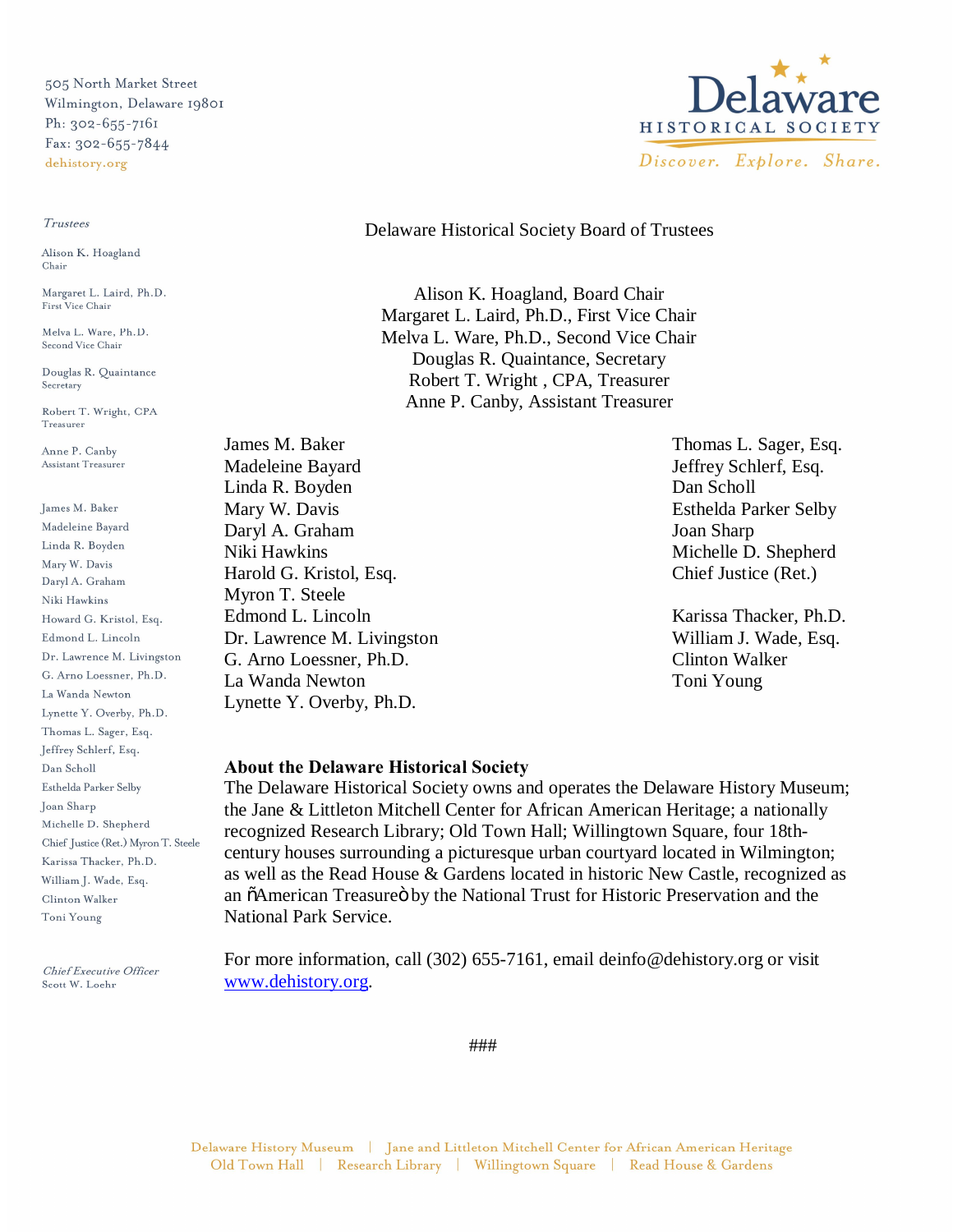505 North Market Street
Wilmington, Delaware 19801
Ph: 302-655-7161
Fax: 302-655-7844
dehistory.org

**Delaware HISTORICAL SOCIETY**
*Discover. Explore. Share.*

*Trustees*

Alison K. Hoagland
Chair

Margaret L. Laird, Ph.D.
First Vice Chair

Melva L. Ware, Ph.D.
Second Vice Chair

Douglas R. Quaintance
Secretary

Robert T. Wright, CPA
Treasurer

Anne P. Canby
Assistant Treasurer

James M. Baker
Madeleine Bayard
Linda R. Boyden
Mary W. Davis
Daryl A. Graham
Niki Hawkins
Howard G. Kristol, Esq.
Edmond L. Lincoln
Dr. Lawrence M. Livingston
G. Arno Loessner, Ph.D.
La Wanda Newton
Lynette Y. Overby, Ph.D.
Thomas L. Sager, Esq.
Jeffrey Schlerf, Esq.
Dan Scholl
Esthelda Parker Selby
Joan Sharp
Michelle D. Shepherd
Chief Justice (Ret.) Myron T. Steele
Karissa Thacker, Ph.D.
William J. Wade, Esq.
Clinton Walker
Toni Young

*Chief Executive Officer*
Scott W. Loehr

Delaware Historical Society Board of Trustees

Alison K. Hoagland, Board Chair
Margaret L. Laird, Ph.D., First Vice Chair
Melva L. Ware, Ph.D., Second Vice Chair
Douglas R. Quaintance, Secretary
Robert T. Wright , CPA, Treasurer
Anne P. Canby, Assistant Treasurer

James M. Baker
Madeleine Bayard
Linda R. Boyden
Mary W. Davis
Daryl A. Graham
Niki Hawkins
Harold G. Kristol, Esq.
Myron T. Steele
Edmond L. Lincoln
Dr. Lawrence M. Livingston
G. Arno Loessner, Ph.D.
La Wanda Newton
Lynette Y. Overby, Ph.D.

Thomas L. Sager, Esq.
Jeffrey Schlerf, Esq.
Dan Scholl
Esthelda Parker Selby
Joan Sharp
Michelle D. Shepherd
Chief Justice (Ret.)

Karissa Thacker, Ph.D.
William J. Wade, Esq.
Clinton Walker
Toni Young

**About the Delaware Historical Society**
The Delaware Historical Society owns and operates the Delaware History Museum; the Jane & Littleton Mitchell Center for African American Heritage; a nationally recognized Research Library; Old Town Hall; Willingtown Square, four 18th-century houses surrounding a picturesque urban courtyard located in Wilmington; as well as the Read House & Gardens located in historic New Castle, recognized as an ñAmerican Treasureò by the National Trust for Historic Preservation and the National Park Service.

For more information, call (302) 655-7161, email deinfo@dehistory.org or visit www.dehistory.org.

###

Delaware History Museum | Jane and Littleton Mitchell Center for African American Heritage
Old Town Hall | Research Library | Willingtown Square | Read House & Gardens